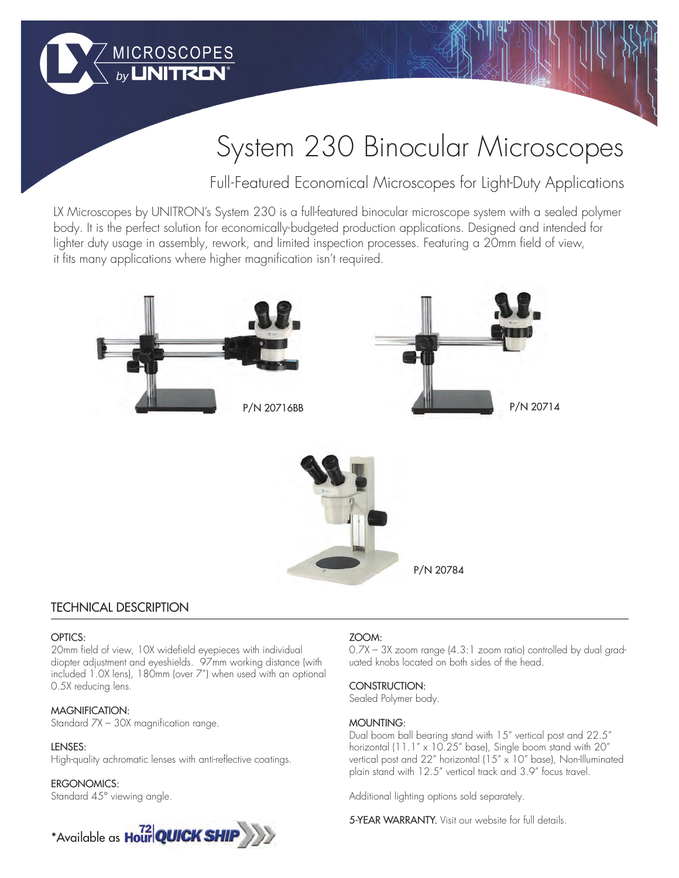LX MICROSCOPES by UNITRON®

# System 230 Binocular Microscopes

## Full-Featured Economical Microscopes for Light-Duty Applications

LX Microscopes by UNITRON's System 230 is a full-featured binocular microscope system with a sealed polymer body. It is the perfect solution for economically-budgeted production applications. Designed and intended for lighter duty usage in assembly, rework, and limited inspection processes. Featuring a 20mm field of view, it fits many applications where higher magnification isn't required.

P/N 20716BB

P/N 20714

P/N 20784

## TECHNICAL DESCRIPTION

**OPTICS:**
20mm field of view, 10X widefield eyepieces with individual diopter adjustment and eyeshields. 97mm working distance (with included 1.0X lens), 180mm (over 7") when used with an optional 0.5X reducing lens.

**MAGNIFICATION:**
Standard 7X – 30X magnification range.

**LENSES:**
High-quality achromatic lenses with anti-reflective coatings.

**ERGONOMICS:**
Standard 45° viewing angle.

*Available as 72 Hour QUICK SHIP

**ZOOM:**
0.7X – 3X zoom range (4.3:1 zoom ratio) controlled by dual graduated knobs located on both sides of the head.

**CONSTRUCTION:**
Sealed Polymer body.

**MOUNTING:**
Dual boom ball bearing stand with 15" vertical post and 22.5" horizontal (11.1" x 10.25" base), Single boom stand with 20" vertical post and 22" horizontal (15" x 10" base), Non-Illuminated plain stand with 12.5" vertical track and 3.9" focus travel.

Additional lighting options sold separately.

**5-YEAR WARRANTY.** Visit our website for full details.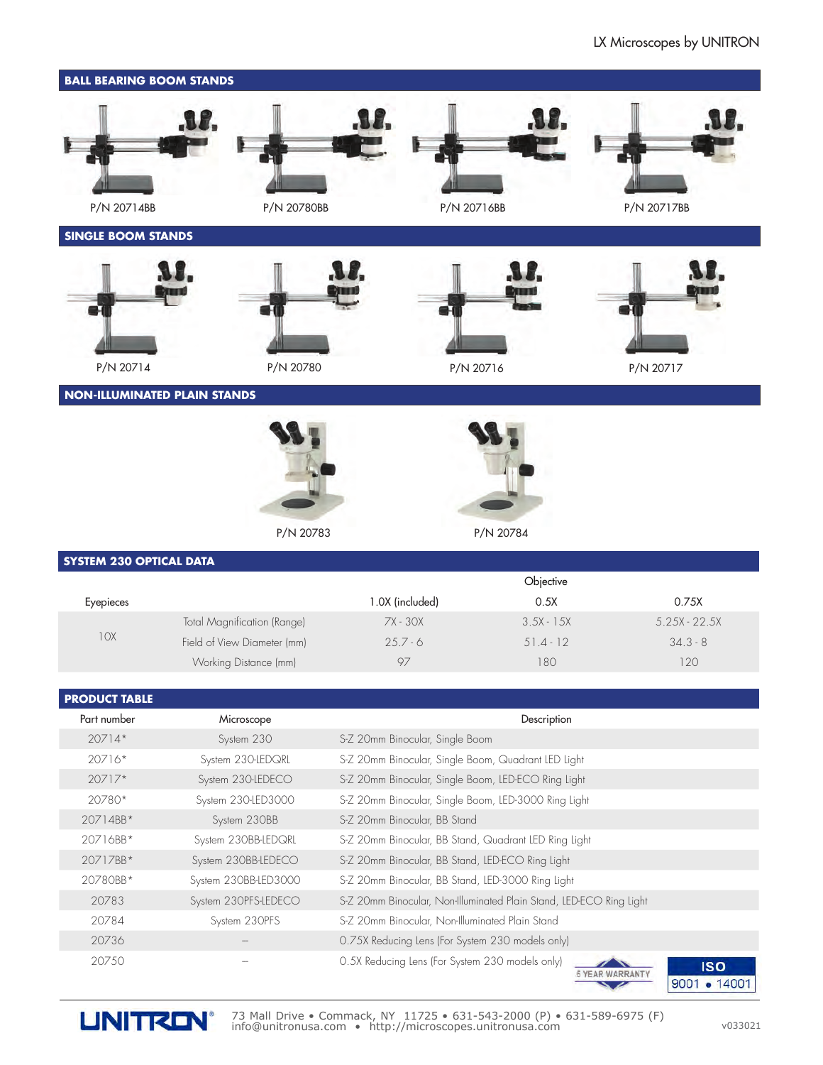## BALL BEARING BOOM STANDS

P/N 20714BB

P/N 20780BB

P/N 20716BB

P/N 20717BB

## SINGLE BOOM STANDS

P/N 20714

P/N 20780

P/N 20716

P/N 20717

## NON-ILLUMINATED PLAIN STANDS

P/N 20783

P/N 20784

## SYSTEM 230 OPTICAL DATA

| | | Objective | | |
|---|---|---|---|---|
| Eyepieces | | 1.0X (included) | 0.5X | 0.75X |
| 10X | Total Magnification (Range) | 7X - 30X | 3.5X - 15X | 5.25X - 22.5X |
| | Field of View Diameter (mm) | 25.7 - 6 | 51.4 - 12 | 34.3 - 8 |
| | Working Distance (mm) | 97 | 180 | 120 |

## PRODUCT TABLE

| Part number | Microscope | Description |
|---|---|---|
| 20714* | System 230 | S-Z 20mm Binocular, Single Boom |
| 20716* | System 230-LEDQRL | S-Z 20mm Binocular, Single Boom, Quadrant LED Light |
| 20717* | System 230-LEDECO | S-Z 20mm Binocular, Single Boom, LED-ECO Ring Light |
| 20780* | System 230-LED3000 | S-Z 20mm Binocular, Single Boom, LED-3000 Ring Light |
| 20714BB* | System 230BB | S-Z 20mm Binocular, BB Stand |
| 20716BB* | System 230BB-LEDQRL | S-Z 20mm Binocular, BB Stand, Quadrant LED Ring Light |
| 20717BB* | System 230BB-LEDECO | S-Z 20mm Binocular, BB Stand, LED-ECO Ring Light |
| 20780BB* | System 230BB-LED3000 | S-Z 20mm Binocular, BB Stand, LED-3000 Ring Light |
| 20783 | System 230PFS-LEDECO | S-Z 20mm Binocular, Non-Illuminated Plain Stand, LED-ECO Ring Light |
| 20784 | System 230PFS | S-Z 20mm Binocular, Non-Illuminated Plain Stand |
| 20736 | – | 0.75X Reducing Lens (For System 230 models only) |
| 20750 | – | 0.5X Reducing Lens (For System 230 models only) |

5 YEAR WARRANTY

ISO 9001 • 14001

UNITRON

73 Mall Drive • Commack, NY 11725 • 631-543-2000 (P) • 631-589-6975 (F)
info@unitronusa.com • http://microscopes.unitronusa.com

v033021